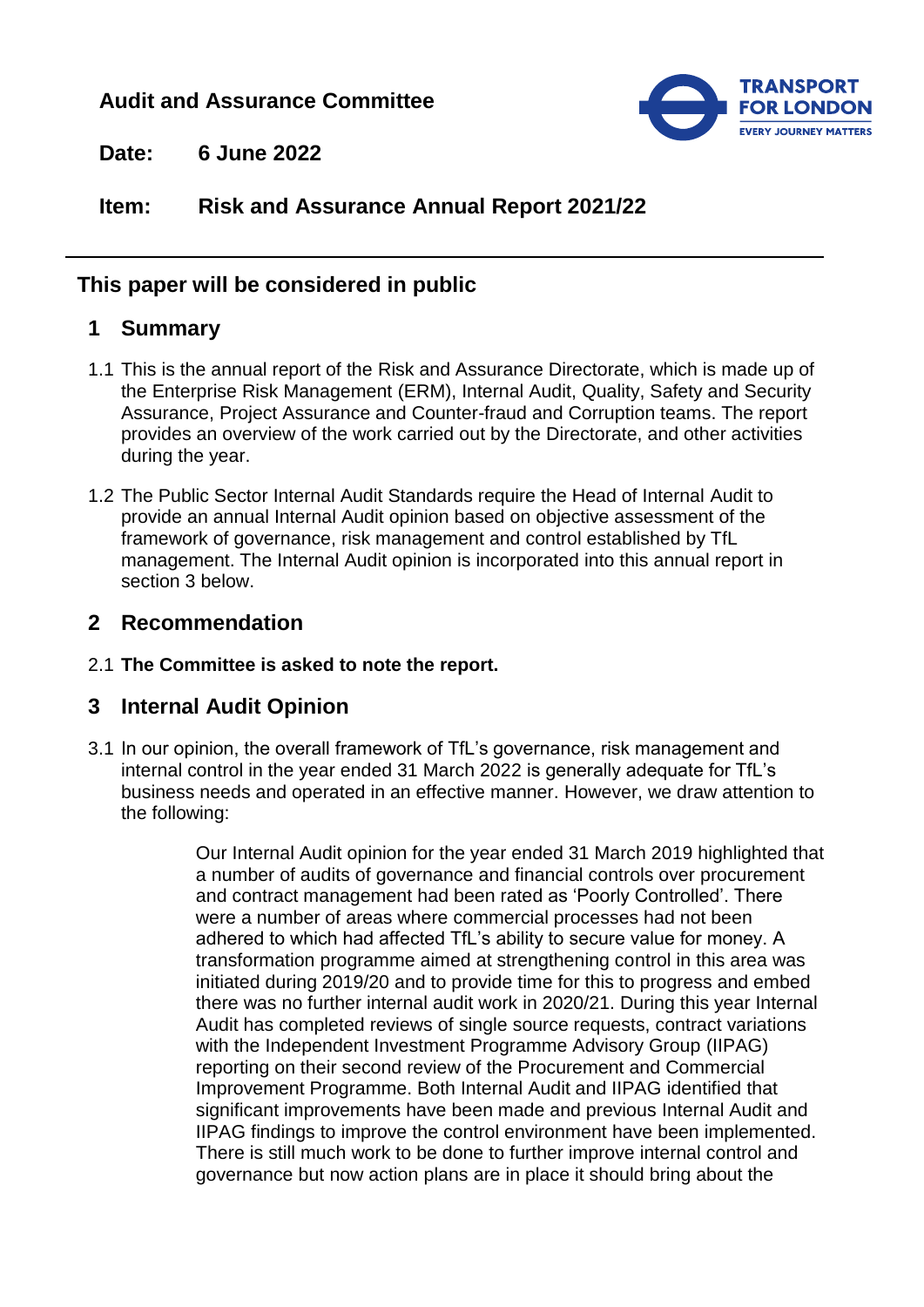**Audit and Assurance Committee**

**Date: 6 June 2022**

**Item: Risk and Assurance Annual Report 2021/22**

## This paper will be considered in public

## 1 Summary

1.1 This is the annual report of the Risk and Assurance Directorate, which is made up of the Enterprise Risk Management (ERM), Internal Audit, Quality, Safety and Security Assurance, Project Assurance and Counter-fraud and Corruption teams. The report provides an overview of the work carried out by the Directorate, and other activities during the year.

1.2 The Public Sector Internal Audit Standards require the Head of Internal Audit to provide an annual Internal Audit opinion based on objective assessment of the framework of governance, risk management and control established by TfL management. The Internal Audit opinion is incorporated into this annual report in section 3 below.

## 2 Recommendation

2.1 **The Committee is asked to note the report.**

## 3 Internal Audit Opinion

3.1 In our opinion, the overall framework of TfL's governance, risk management and internal control in the year ended 31 March 2022 is generally adequate for TfL's business needs and operated in an effective manner. However, we draw attention to the following:

> Our Internal Audit opinion for the year ended 31 March 2019 highlighted that a number of audits of governance and financial controls over procurement and contract management had been rated as 'Poorly Controlled'. There were a number of areas where commercial processes had not been adhered to which had affected TfL's ability to secure value for money. A transformation programme aimed at strengthening control in this area was initiated during 2019/20 and to provide time for this to progress and embed there was no further internal audit work in 2020/21. During this year Internal Audit has completed reviews of single source requests, contract variations with the Independent Investment Programme Advisory Group (IIPAG) reporting on their second review of the Procurement and Commercial Improvement Programme. Both Internal Audit and IIPAG identified that significant improvements have been made and previous Internal Audit and IIPAG findings to improve the control environment have been implemented. There is still much work to be done to further improve internal control and governance but now action plans are in place it should bring about the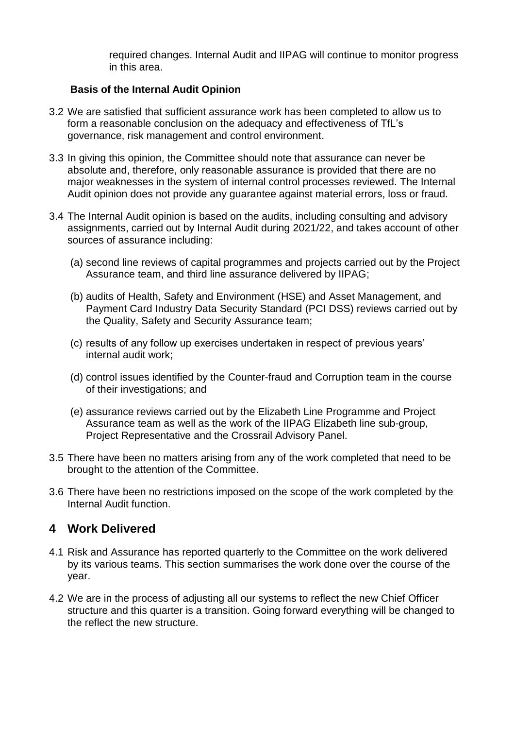required changes. Internal Audit and IIPAG will continue to monitor progress in this area.

**Basis of the Internal Audit Opinion**

3.2 We are satisfied that sufficient assurance work has been completed to allow us to form a reasonable conclusion on the adequacy and effectiveness of TfL's governance, risk management and control environment.

3.3 In giving this opinion, the Committee should note that assurance can never be absolute and, therefore, only reasonable assurance is provided that there are no major weaknesses in the system of internal control processes reviewed. The Internal Audit opinion does not provide any guarantee against material errors, loss or fraud.

3.4 The Internal Audit opinion is based on the audits, including consulting and advisory assignments, carried out by Internal Audit during 2021/22, and takes account of other sources of assurance including:

(a) second line reviews of capital programmes and projects carried out by the Project Assurance team, and third line assurance delivered by IIPAG;

(b) audits of Health, Safety and Environment (HSE) and Asset Management, and Payment Card Industry Data Security Standard (PCI DSS) reviews carried out by the Quality, Safety and Security Assurance team;

(c) results of any follow up exercises undertaken in respect of previous years' internal audit work;

(d) control issues identified by the Counter-fraud and Corruption team in the course of their investigations; and

(e) assurance reviews carried out by the Elizabeth Line Programme and Project Assurance team as well as the work of the IIPAG Elizabeth line sub-group, Project Representative and the Crossrail Advisory Panel.

3.5 There have been no matters arising from any of the work completed that need to be brought to the attention of the Committee.

3.6 There have been no restrictions imposed on the scope of the work completed by the Internal Audit function.

## 4 Work Delivered

4.1 Risk and Assurance has reported quarterly to the Committee on the work delivered by its various teams. This section summarises the work done over the course of the year.

4.2 We are in the process of adjusting all our systems to reflect the new Chief Officer structure and this quarter is a transition. Going forward everything will be changed to the reflect the new structure.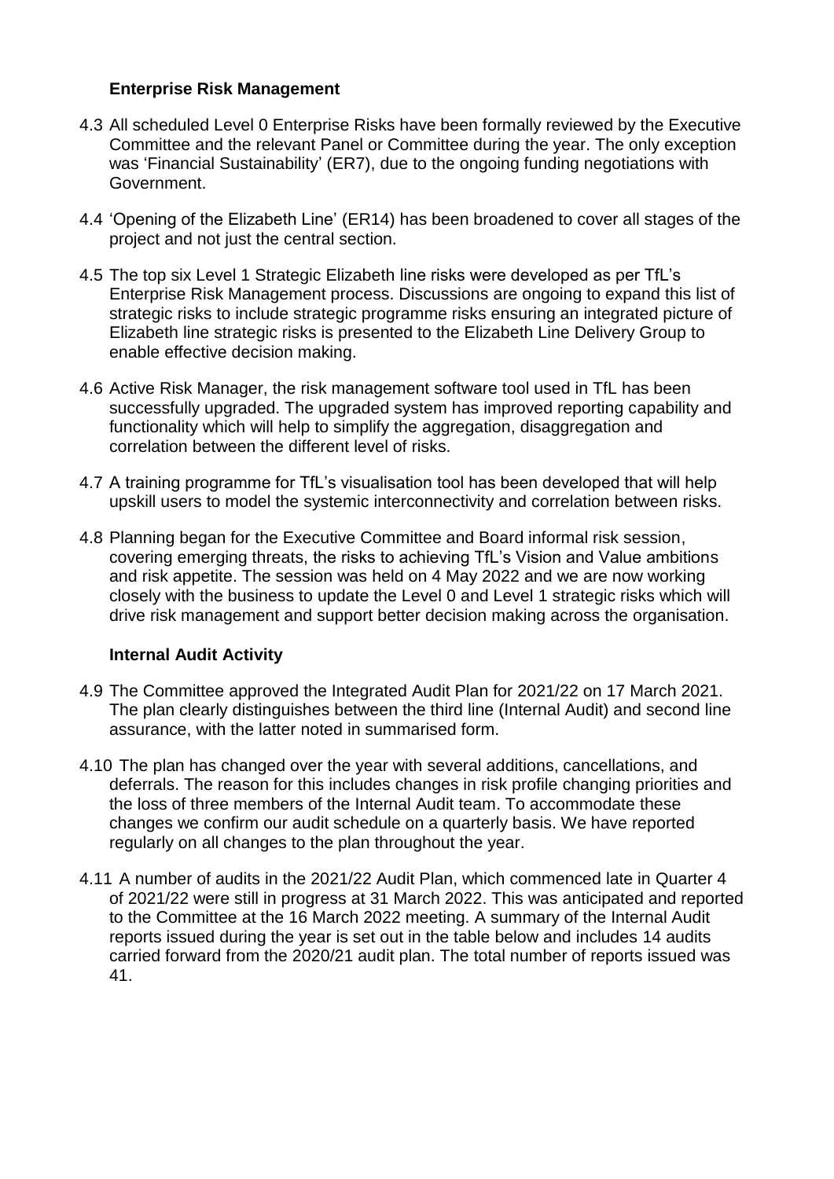### Enterprise Risk Management

4.3 All scheduled Level 0 Enterprise Risks have been formally reviewed by the Executive Committee and the relevant Panel or Committee during the year. The only exception was 'Financial Sustainability' (ER7), due to the ongoing funding negotiations with Government.

4.4 'Opening of the Elizabeth Line' (ER14) has been broadened to cover all stages of the project and not just the central section.

4.5 The top six Level 1 Strategic Elizabeth line risks were developed as per TfL's Enterprise Risk Management process. Discussions are ongoing to expand this list of strategic risks to include strategic programme risks ensuring an integrated picture of Elizabeth line strategic risks is presented to the Elizabeth Line Delivery Group to enable effective decision making.

4.6 Active Risk Manager, the risk management software tool used in TfL has been successfully upgraded. The upgraded system has improved reporting capability and functionality which will help to simplify the aggregation, disaggregation and correlation between the different level of risks.

4.7 A training programme for TfL's visualisation tool has been developed that will help upskill users to model the systemic interconnectivity and correlation between risks.

4.8 Planning began for the Executive Committee and Board informal risk session, covering emerging threats, the risks to achieving TfL's Vision and Value ambitions and risk appetite. The session was held on 4 May 2022 and we are now working closely with the business to update the Level 0 and Level 1 strategic risks which will drive risk management and support better decision making across the organisation.

### Internal Audit Activity

4.9 The Committee approved the Integrated Audit Plan for 2021/22 on 17 March 2021. The plan clearly distinguishes between the third line (Internal Audit) and second line assurance, with the latter noted in summarised form.

4.10 The plan has changed over the year with several additions, cancellations, and deferrals. The reason for this includes changes in risk profile changing priorities and the loss of three members of the Internal Audit team. To accommodate these changes we confirm our audit schedule on a quarterly basis. We have reported regularly on all changes to the plan throughout the year.

4.11 A number of audits in the 2021/22 Audit Plan, which commenced late in Quarter 4 of 2021/22 were still in progress at 31 March 2022. This was anticipated and reported to the Committee at the 16 March 2022 meeting. A summary of the Internal Audit reports issued during the year is set out in the table below and includes 14 audits carried forward from the 2020/21 audit plan. The total number of reports issued was 41.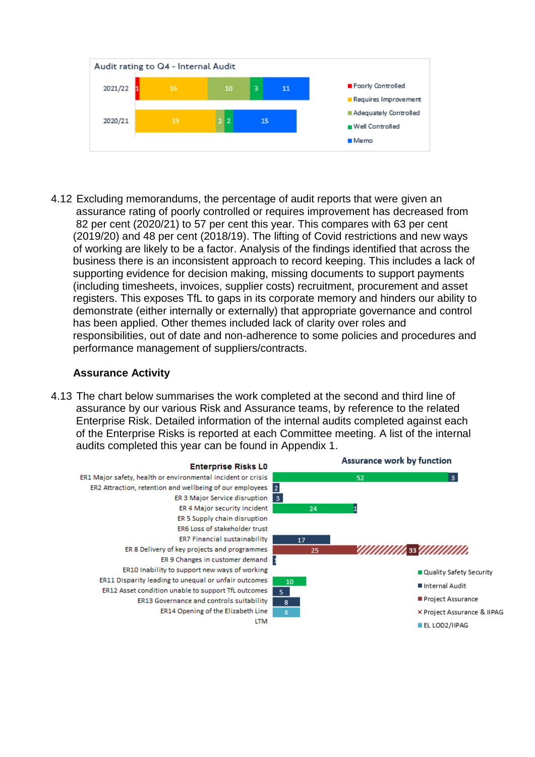**Audit rating to Q4 - Internal Audit**

| Year | Poorly Controlled | Requires Improvement | Adequately Controlled | Well Controlled | Memo |
|---|---|---|---|---|---|
| 2021/22 | 1 | 16 | 10 | 3 | 11 |
| 2020/21 | | 19 | 2 | 2 | 15 |

4.12 Excluding memorandums, the percentage of audit reports that were given an assurance rating of poorly controlled or requires improvement has decreased from 82 per cent (2020/21) to 57 per cent this year. This compares with 63 per cent (2019/20) and 48 per cent (2018/19). The lifting of Covid restrictions and new ways of working are likely to be a factor. Analysis of the findings identified that across the business there is an inconsistent approach to record keeping. This includes a lack of supporting evidence for decision making, missing documents to support payments (including timesheets, invoices, supplier costs) recruitment, procurement and asset registers. This exposes TfL to gaps in its corporate memory and hinders our ability to demonstrate (either internally or externally) that appropriate governance and control has been applied. Other themes included lack of clarity over roles and responsibilities, out of date and non-adherence to some policies and procedures and performance management of suppliers/contracts.

**Assurance Activity**

4.13 The chart below summarises the work completed at the second and third line of assurance by our various Risk and Assurance teams, by reference to the related Enterprise Risk. Detailed information of the internal audits completed against each of the Enterprise Risks is reported at each Committee meeting. A list of the internal audits completed this year can be found in Appendix 1.

**Assurance work by function**

| Enterprise Risks L0 | Quality Safety Security | Internal Audit | Project Assurance | Project Assurance & IIPAG | EL LOD2/IIPAG |
|---|---|---|---|---|---|
| ER1 Major safety, health or environmental incident or crisis | 52 | 3 | | | |
| ER2 Attraction, retention and wellbeing of our employees | | 2 | | | |
| ER 3 Major Service disruption | | 3 | | | |
| ER 4 Major security incident | 24 | 1 | | | |
| ER 5 Supply chain disruption | | | | | |
| ER6 Loss of stakeholder trust | | | | | |
| ER7 Financial sustainability | | 17 | | | |
| ER 8 Delivery of key projects and programmes | | | 25 | 33 | |
| ER 9 Changes in customer demand | | 1 | | | |
| ER10 Inability to support new ways of working | | | | | |
| ER11 Disparity leading to unequal or unfair outcomes | 10 | | | | |
| ER12 Asset condition unable to support TfL outcomes | | 5 | | | |
| ER13 Governance and controls suitability | | 8 | | | |
| ER14 Opening of the Elizabeth Line | | | | | 8 |
| LTM | | | | | |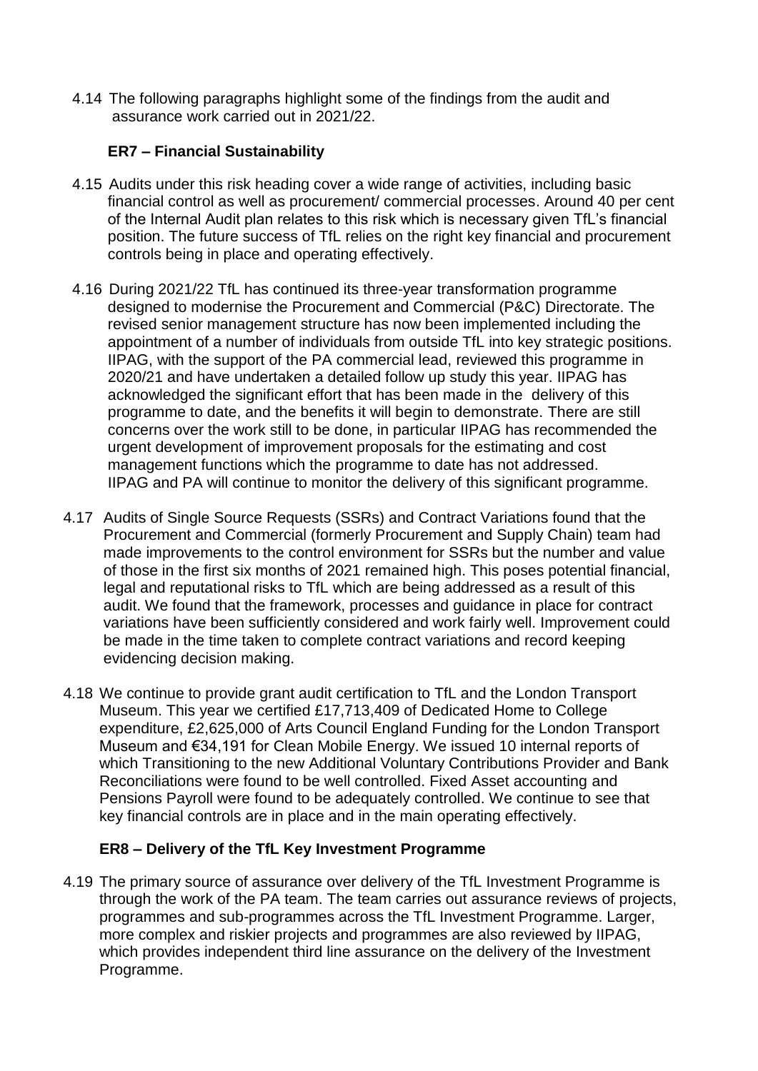4.14 The following paragraphs highlight some of the findings from the audit and assurance work carried out in 2021/22.

### ER7 – Financial Sustainability

4.15 Audits under this risk heading cover a wide range of activities, including basic financial control as well as procurement/ commercial processes. Around 40 per cent of the Internal Audit plan relates to this risk which is necessary given TfL's financial position. The future success of TfL relies on the right key financial and procurement controls being in place and operating effectively.

4.16 During 2021/22 TfL has continued its three-year transformation programme designed to modernise the Procurement and Commercial (P&C) Directorate. The revised senior management structure has now been implemented including the appointment of a number of individuals from outside TfL into key strategic positions. IIPAG, with the support of the PA commercial lead, reviewed this programme in 2020/21 and have undertaken a detailed follow up study this year. IIPAG has acknowledged the significant effort that has been made in the delivery of this programme to date, and the benefits it will begin to demonstrate. There are still concerns over the work still to be done, in particular IIPAG has recommended the urgent development of improvement proposals for the estimating and cost management functions which the programme to date has not addressed. IIPAG and PA will continue to monitor the delivery of this significant programme.

4.17 Audits of Single Source Requests (SSRs) and Contract Variations found that the Procurement and Commercial (formerly Procurement and Supply Chain) team had made improvements to the control environment for SSRs but the number and value of those in the first six months of 2021 remained high. This poses potential financial, legal and reputational risks to TfL which are being addressed as a result of this audit. We found that the framework, processes and guidance in place for contract variations have been sufficiently considered and work fairly well. Improvement could be made in the time taken to complete contract variations and record keeping evidencing decision making.

4.18 We continue to provide grant audit certification to TfL and the London Transport Museum. This year we certified £17,713,409 of Dedicated Home to College expenditure, £2,625,000 of Arts Council England Funding for the London Transport Museum and €34,191 for Clean Mobile Energy. We issued 10 internal reports of which Transitioning to the new Additional Voluntary Contributions Provider and Bank Reconciliations were found to be well controlled. Fixed Asset accounting and Pensions Payroll were found to be adequately controlled. We continue to see that key financial controls are in place and in the main operating effectively.

### ER8 – Delivery of the TfL Key Investment Programme

4.19 The primary source of assurance over delivery of the TfL Investment Programme is through the work of the PA team. The team carries out assurance reviews of projects, programmes and sub-programmes across the TfL Investment Programme. Larger, more complex and riskier projects and programmes are also reviewed by IIPAG, which provides independent third line assurance on the delivery of the Investment Programme.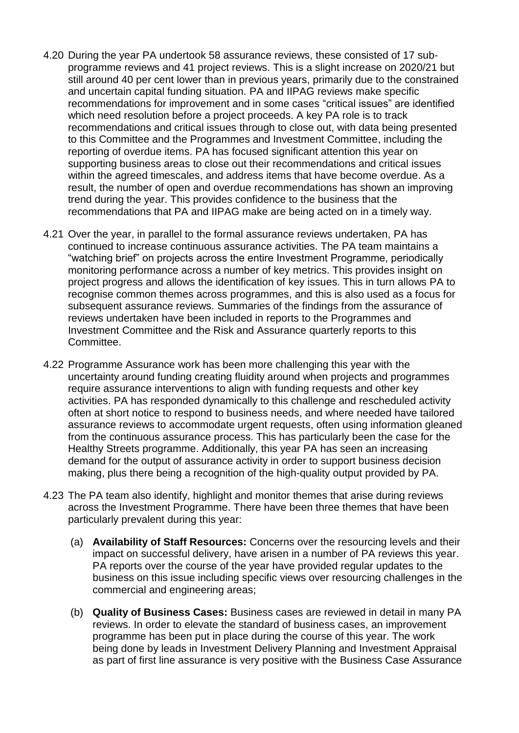4.20 During the year PA undertook 58 assurance reviews, these consisted of 17 sub-programme reviews and 41 project reviews. This is a slight increase on 2020/21 but still around 40 per cent lower than in previous years, primarily due to the constrained and uncertain capital funding situation. PA and IIPAG reviews make specific recommendations for improvement and in some cases "critical issues" are identified which need resolution before a project proceeds. A key PA role is to track recommendations and critical issues through to close out, with data being presented to this Committee and the Programmes and Investment Committee, including the reporting of overdue items. PA has focused significant attention this year on supporting business areas to close out their recommendations and critical issues within the agreed timescales, and address items that have become overdue. As a result, the number of open and overdue recommendations has shown an improving trend during the year. This provides confidence to the business that the recommendations that PA and IIPAG make are being acted on in a timely way.

4.21 Over the year, in parallel to the formal assurance reviews undertaken, PA has continued to increase continuous assurance activities. The PA team maintains a "watching brief" on projects across the entire Investment Programme, periodically monitoring performance across a number of key metrics. This provides insight on project progress and allows the identification of key issues. This in turn allows PA to recognise common themes across programmes, and this is also used as a focus for subsequent assurance reviews. Summaries of the findings from the assurance of reviews undertaken have been included in reports to the Programmes and Investment Committee and the Risk and Assurance quarterly reports to this Committee.

4.22 Programme Assurance work has been more challenging this year with the uncertainty around funding creating fluidity around when projects and programmes require assurance interventions to align with funding requests and other key activities. PA has responded dynamically to this challenge and rescheduled activity often at short notice to respond to business needs, and where needed have tailored assurance reviews to accommodate urgent requests, often using information gleaned from the continuous assurance process. This has particularly been the case for the Healthy Streets programme. Additionally, this year PA has seen an increasing demand for the output of assurance activity in order to support business decision making, plus there being a recognition of the high-quality output provided by PA.

4.23 The PA team also identify, highlight and monitor themes that arise during reviews across the Investment Programme. There have been three themes that have been particularly prevalent during this year:

(a) **Availability of Staff Resources:** Concerns over the resourcing levels and their impact on successful delivery, have arisen in a number of PA reviews this year. PA reports over the course of the year have provided regular updates to the business on this issue including specific views over resourcing challenges in the commercial and engineering areas;

(b) **Quality of Business Cases:** Business cases are reviewed in detail in many PA reviews. In order to elevate the standard of business cases, an improvement programme has been put in place during the course of this year. The work being done by leads in Investment Delivery Planning and Investment Appraisal as part of first line assurance is very positive with the Business Case Assurance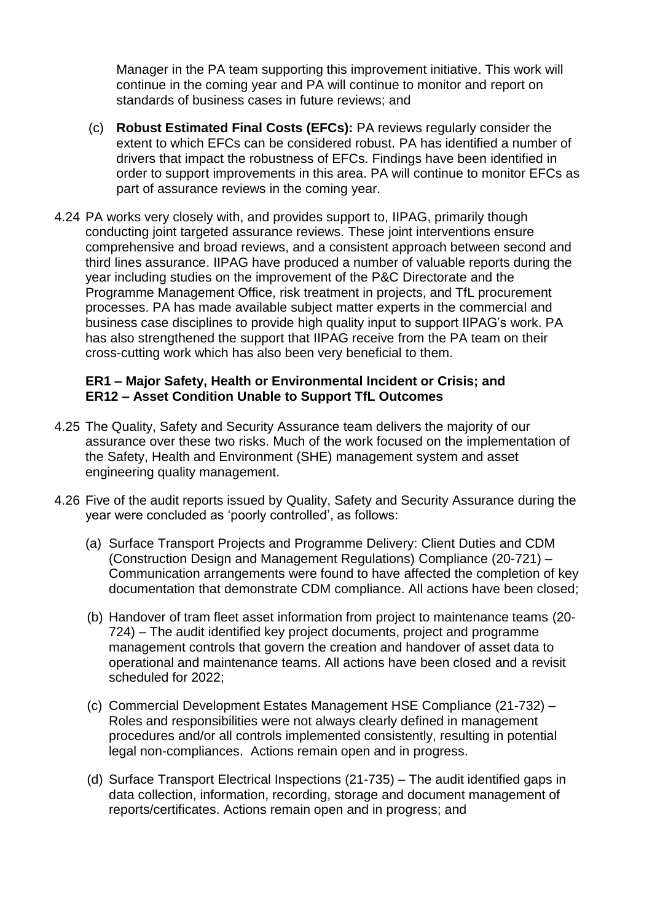Manager in the PA team supporting this improvement initiative. This work will continue in the coming year and PA will continue to monitor and report on standards of business cases in future reviews; and

(c) **Robust Estimated Final Costs (EFCs):** PA reviews regularly consider the extent to which EFCs can be considered robust. PA has identified a number of drivers that impact the robustness of EFCs. Findings have been identified in order to support improvements in this area. PA will continue to monitor EFCs as part of assurance reviews in the coming year.

4.24 PA works very closely with, and provides support to, IIPAG, primarily though conducting joint targeted assurance reviews. These joint interventions ensure comprehensive and broad reviews, and a consistent approach between second and third lines assurance. IIPAG have produced a number of valuable reports during the year including studies on the improvement of the P&C Directorate and the Programme Management Office, risk treatment in projects, and TfL procurement processes. PA has made available subject matter experts in the commercial and business case disciplines to provide high quality input to support IIPAG's work. PA has also strengthened the support that IIPAG receive from the PA team on their cross-cutting work which has also been very beneficial to them.

**ER1 – Major Safety, Health or Environmental Incident or Crisis; and ER12 – Asset Condition Unable to Support TfL Outcomes**

4.25 The Quality, Safety and Security Assurance team delivers the majority of our assurance over these two risks. Much of the work focused on the implementation of the Safety, Health and Environment (SHE) management system and asset engineering quality management.

4.26 Five of the audit reports issued by Quality, Safety and Security Assurance during the year were concluded as 'poorly controlled', as follows:

(a) Surface Transport Projects and Programme Delivery: Client Duties and CDM (Construction Design and Management Regulations) Compliance (20-721) – Communication arrangements were found to have affected the completion of key documentation that demonstrate CDM compliance. All actions have been closed;

(b) Handover of tram fleet asset information from project to maintenance teams (20-724) – The audit identified key project documents, project and programme management controls that govern the creation and handover of asset data to operational and maintenance teams. All actions have been closed and a revisit scheduled for 2022;

(c) Commercial Development Estates Management HSE Compliance (21-732) – Roles and responsibilities were not always clearly defined in management procedures and/or all controls implemented consistently, resulting in potential legal non-compliances. Actions remain open and in progress.

(d) Surface Transport Electrical Inspections (21-735) – The audit identified gaps in data collection, information, recording, storage and document management of reports/certificates. Actions remain open and in progress; and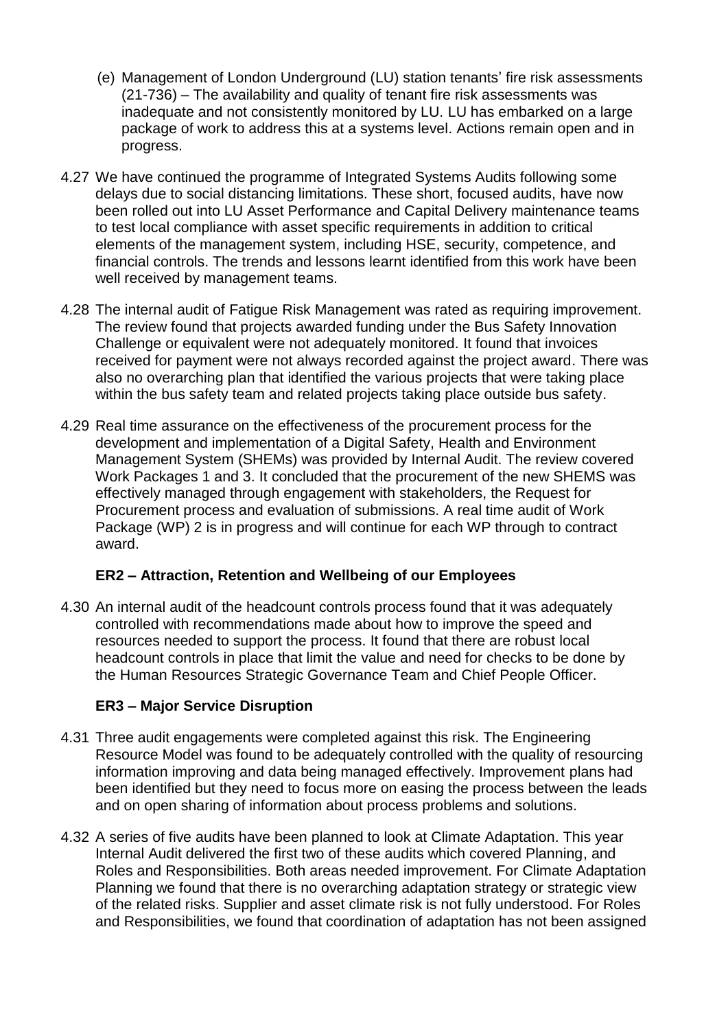(e) Management of London Underground (LU) station tenants' fire risk assessments (21-736) – The availability and quality of tenant fire risk assessments was inadequate and not consistently monitored by LU. LU has embarked on a large package of work to address this at a systems level. Actions remain open and in progress.

4.27 We have continued the programme of Integrated Systems Audits following some delays due to social distancing limitations. These short, focused audits, have now been rolled out into LU Asset Performance and Capital Delivery maintenance teams to test local compliance with asset specific requirements in addition to critical elements of the management system, including HSE, security, competence, and financial controls. The trends and lessons learnt identified from this work have been well received by management teams.

4.28 The internal audit of Fatigue Risk Management was rated as requiring improvement. The review found that projects awarded funding under the Bus Safety Innovation Challenge or equivalent were not adequately monitored. It found that invoices received for payment were not always recorded against the project award. There was also no overarching plan that identified the various projects that were taking place within the bus safety team and related projects taking place outside bus safety.

4.29 Real time assurance on the effectiveness of the procurement process for the development and implementation of a Digital Safety, Health and Environment Management System (SHEMs) was provided by Internal Audit. The review covered Work Packages 1 and 3. It concluded that the procurement of the new SHEMS was effectively managed through engagement with stakeholders, the Request for Procurement process and evaluation of submissions. A real time audit of Work Package (WP) 2 is in progress and will continue for each WP through to contract award.

**ER2 – Attraction, Retention and Wellbeing of our Employees**

4.30 An internal audit of the headcount controls process found that it was adequately controlled with recommendations made about how to improve the speed and resources needed to support the process. It found that there are robust local headcount controls in place that limit the value and need for checks to be done by the Human Resources Strategic Governance Team and Chief People Officer.

**ER3 – Major Service Disruption**

4.31 Three audit engagements were completed against this risk. The Engineering Resource Model was found to be adequately controlled with the quality of resourcing information improving and data being managed effectively. Improvement plans had been identified but they need to focus more on easing the process between the leads and on open sharing of information about process problems and solutions.

4.32 A series of five audits have been planned to look at Climate Adaptation. This year Internal Audit delivered the first two of these audits which covered Planning, and Roles and Responsibilities. Both areas needed improvement. For Climate Adaptation Planning we found that there is no overarching adaptation strategy or strategic view of the related risks. Supplier and asset climate risk is not fully understood. For Roles and Responsibilities, we found that coordination of adaptation has not been assigned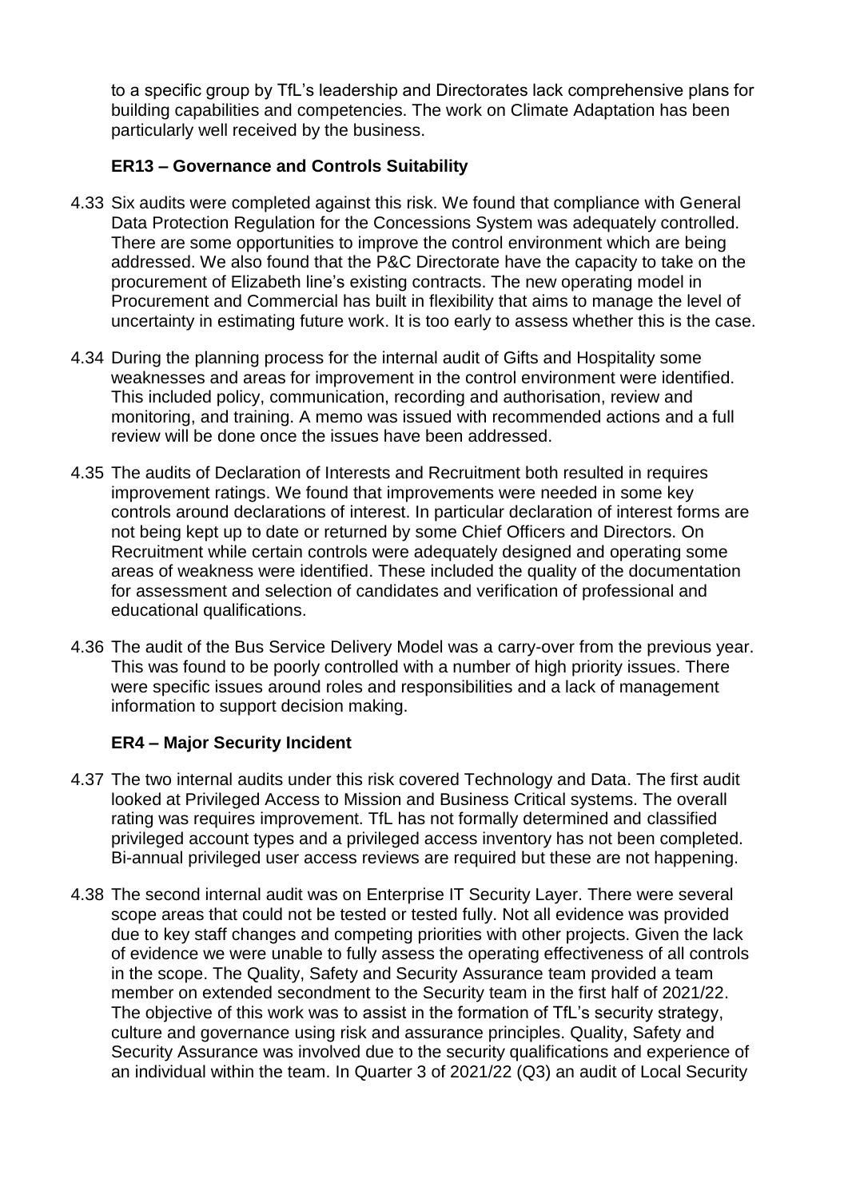to a specific group by TfL's leadership and Directorates lack comprehensive plans for building capabilities and competencies. The work on Climate Adaptation has been particularly well received by the business.

### ER13 – Governance and Controls Suitability

4.33 Six audits were completed against this risk. We found that compliance with General Data Protection Regulation for the Concessions System was adequately controlled. There are some opportunities to improve the control environment which are being addressed. We also found that the P&C Directorate have the capacity to take on the procurement of Elizabeth line's existing contracts. The new operating model in Procurement and Commercial has built in flexibility that aims to manage the level of uncertainty in estimating future work. It is too early to assess whether this is the case.

4.34 During the planning process for the internal audit of Gifts and Hospitality some weaknesses and areas for improvement in the control environment were identified. This included policy, communication, recording and authorisation, review and monitoring, and training. A memo was issued with recommended actions and a full review will be done once the issues have been addressed.

4.35 The audits of Declaration of Interests and Recruitment both resulted in requires improvement ratings. We found that improvements were needed in some key controls around declarations of interest. In particular declaration of interest forms are not being kept up to date or returned by some Chief Officers and Directors. On Recruitment while certain controls were adequately designed and operating some areas of weakness were identified. These included the quality of the documentation for assessment and selection of candidates and verification of professional and educational qualifications.

4.36 The audit of the Bus Service Delivery Model was a carry-over from the previous year. This was found to be poorly controlled with a number of high priority issues. There were specific issues around roles and responsibilities and a lack of management information to support decision making.

### ER4 – Major Security Incident

4.37 The two internal audits under this risk covered Technology and Data. The first audit looked at Privileged Access to Mission and Business Critical systems. The overall rating was requires improvement. TfL has not formally determined and classified privileged account types and a privileged access inventory has not been completed. Bi-annual privileged user access reviews are required but these are not happening.

4.38 The second internal audit was on Enterprise IT Security Layer. There were several scope areas that could not be tested or tested fully. Not all evidence was provided due to key staff changes and competing priorities with other projects. Given the lack of evidence we were unable to fully assess the operating effectiveness of all controls in the scope. The Quality, Safety and Security Assurance team provided a team member on extended secondment to the Security team in the first half of 2021/22. The objective of this work was to assist in the formation of TfL's security strategy, culture and governance using risk and assurance principles. Quality, Safety and Security Assurance was involved due to the security qualifications and experience of an individual within the team. In Quarter 3 of 2021/22 (Q3) an audit of Local Security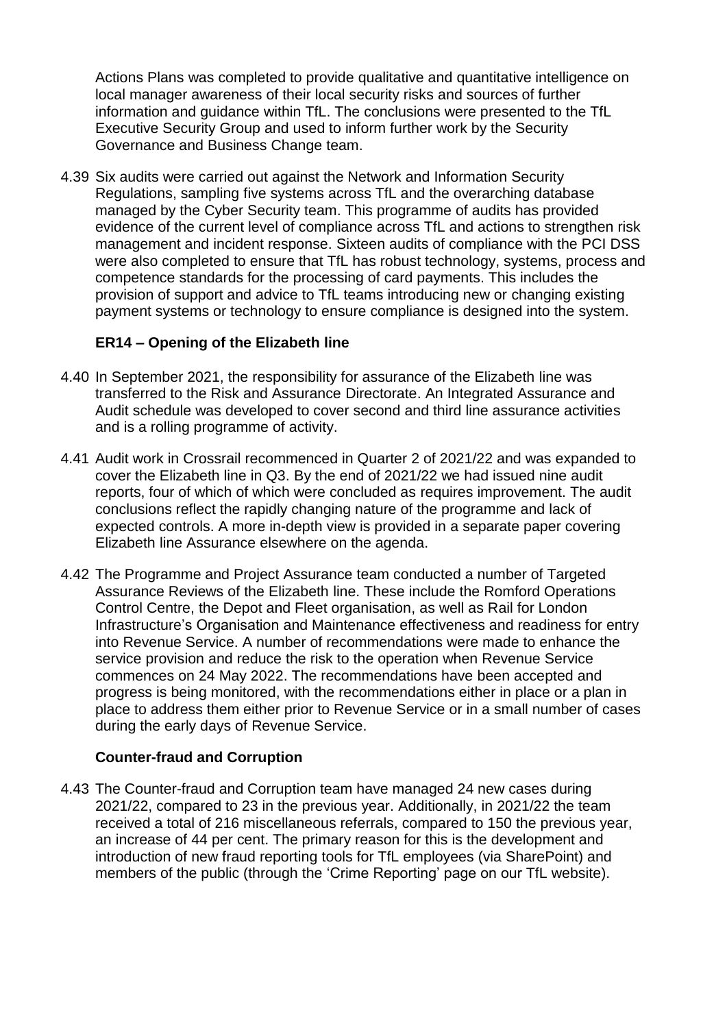Actions Plans was completed to provide qualitative and quantitative intelligence on local manager awareness of their local security risks and sources of further information and guidance within TfL. The conclusions were presented to the TfL Executive Security Group and used to inform further work by the Security Governance and Business Change team.

4.39 Six audits were carried out against the Network and Information Security Regulations, sampling five systems across TfL and the overarching database managed by the Cyber Security team. This programme of audits has provided evidence of the current level of compliance across TfL and actions to strengthen risk management and incident response. Sixteen audits of compliance with the PCI DSS were also completed to ensure that TfL has robust technology, systems, process and competence standards for the processing of card payments. This includes the provision of support and advice to TfL teams introducing new or changing existing payment systems or technology to ensure compliance is designed into the system.

### ER14 – Opening of the Elizabeth line

4.40 In September 2021, the responsibility for assurance of the Elizabeth line was transferred to the Risk and Assurance Directorate. An Integrated Assurance and Audit schedule was developed to cover second and third line assurance activities and is a rolling programme of activity.

4.41 Audit work in Crossrail recommenced in Quarter 2 of 2021/22 and was expanded to cover the Elizabeth line in Q3. By the end of 2021/22 we had issued nine audit reports, four of which of which were concluded as requires improvement. The audit conclusions reflect the rapidly changing nature of the programme and lack of expected controls. A more in-depth view is provided in a separate paper covering Elizabeth line Assurance elsewhere on the agenda.

4.42 The Programme and Project Assurance team conducted a number of Targeted Assurance Reviews of the Elizabeth line. These include the Romford Operations Control Centre, the Depot and Fleet organisation, as well as Rail for London Infrastructure's Organisation and Maintenance effectiveness and readiness for entry into Revenue Service. A number of recommendations were made to enhance the service provision and reduce the risk to the operation when Revenue Service commences on 24 May 2022. The recommendations have been accepted and progress is being monitored, with the recommendations either in place or a plan in place to address them either prior to Revenue Service or in a small number of cases during the early days of Revenue Service.

### Counter-fraud and Corruption

4.43 The Counter-fraud and Corruption team have managed 24 new cases during 2021/22, compared to 23 in the previous year. Additionally, in 2021/22 the team received a total of 216 miscellaneous referrals, compared to 150 the previous year, an increase of 44 per cent. The primary reason for this is the development and introduction of new fraud reporting tools for TfL employees (via SharePoint) and members of the public (through the 'Crime Reporting' page on our TfL website).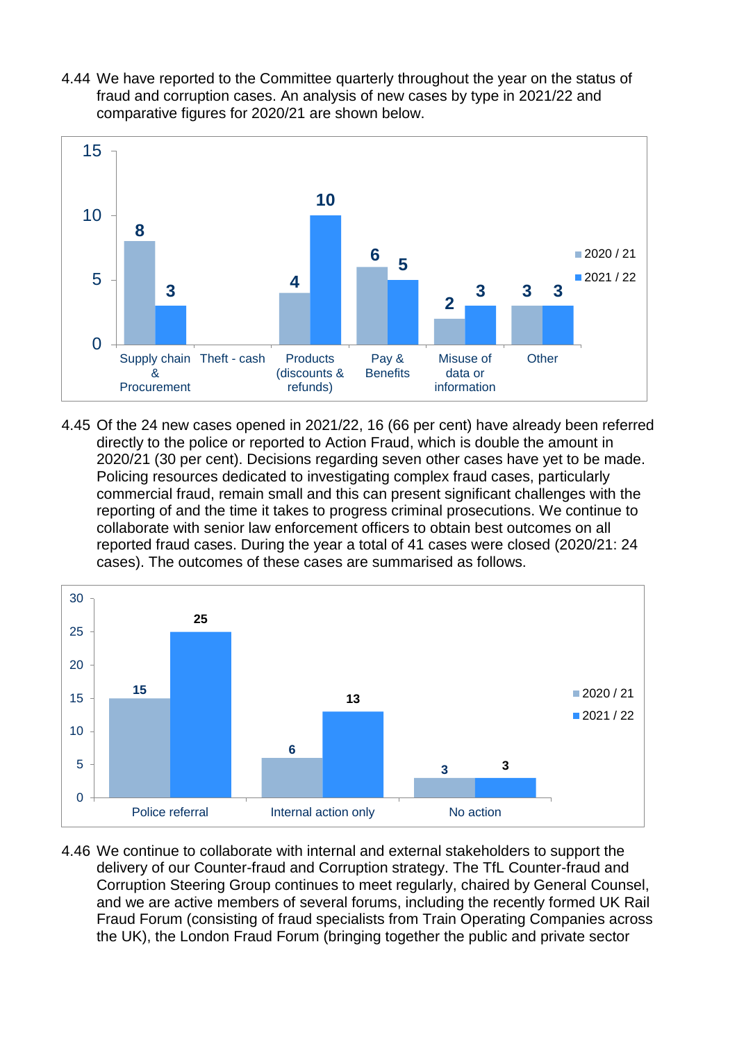4.44 We have reported to the Committee quarterly throughout the year on the status of fraud and corruption cases. An analysis of new cases by type in 2021/22 and comparative figures for 2020/21 are shown below.

| Case type | 2020 / 21 | 2021 / 22 |
|---|---|---|
| Supply chain & Procurement | 8 | 3 |
| Theft - cash | | |
| Products (discounts & refunds) | 4 | 10 |
| Pay & Benefits | 6 | 5 |
| Misuse of data or information | 2 | 3 |
| Other | 3 | 3 |

4.45 Of the 24 new cases opened in 2021/22, 16 (66 per cent) have already been referred directly to the police or reported to Action Fraud, which is double the amount in 2020/21 (30 per cent). Decisions regarding seven other cases have yet to be made. Policing resources dedicated to investigating complex fraud cases, particularly commercial fraud, remain small and this can present significant challenges with the reporting of and the time it takes to progress criminal prosecutions. We continue to collaborate with senior law enforcement officers to obtain best outcomes on all reported fraud cases. During the year a total of 41 cases were closed (2020/21: 24 cases). The outcomes of these cases are summarised as follows.

| Outcome | 2020 / 21 | 2021 / 22 |
|---|---|---|
| Police referral | 15 | 25 |
| Internal action only | 6 | 13 |
| No action | 3 | 3 |

4.46 We continue to collaborate with internal and external stakeholders to support the delivery of our Counter-fraud and Corruption strategy. The TfL Counter-fraud and Corruption Steering Group continues to meet regularly, chaired by General Counsel, and we are active members of several forums, including the recently formed UK Rail Fraud Forum (consisting of fraud specialists from Train Operating Companies across the UK), the London Fraud Forum (bringing together the public and private sector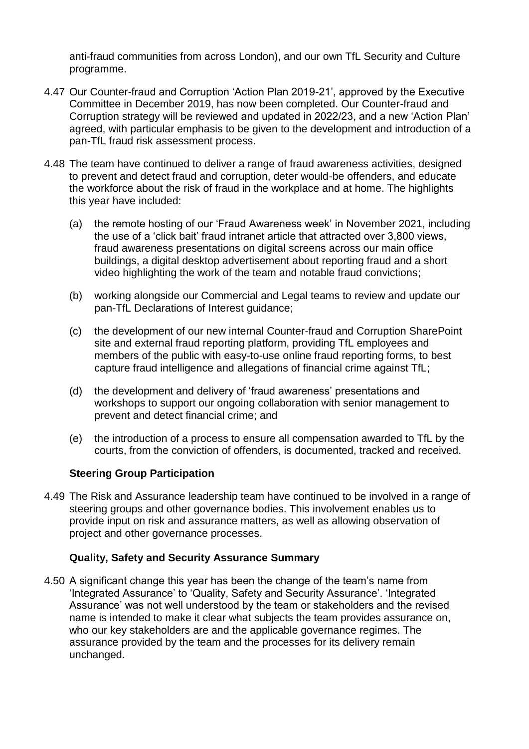anti-fraud communities from across London), and our own TfL Security and Culture programme.

4.47 Our Counter-fraud and Corruption 'Action Plan 2019-21', approved by the Executive Committee in December 2019, has now been completed. Our Counter-fraud and Corruption strategy will be reviewed and updated in 2022/23, and a new 'Action Plan' agreed, with particular emphasis to be given to the development and introduction of a pan-TfL fraud risk assessment process.

4.48 The team have continued to deliver a range of fraud awareness activities, designed to prevent and detect fraud and corruption, deter would-be offenders, and educate the workforce about the risk of fraud in the workplace and at home. The highlights this year have included:

(a) the remote hosting of our 'Fraud Awareness week' in November 2021, including the use of a 'click bait' fraud intranet article that attracted over 3,800 views, fraud awareness presentations on digital screens across our main office buildings, a digital desktop advertisement about reporting fraud and a short video highlighting the work of the team and notable fraud convictions;

(b) working alongside our Commercial and Legal teams to review and update our pan-TfL Declarations of Interest guidance;

(c) the development of our new internal Counter-fraud and Corruption SharePoint site and external fraud reporting platform, providing TfL employees and members of the public with easy-to-use online fraud reporting forms, to best capture fraud intelligence and allegations of financial crime against TfL;

(d) the development and delivery of 'fraud awareness' presentations and workshops to support our ongoing collaboration with senior management to prevent and detect financial crime; and

(e) the introduction of a process to ensure all compensation awarded to TfL by the courts, from the conviction of offenders, is documented, tracked and received.

**Steering Group Participation**

4.49 The Risk and Assurance leadership team have continued to be involved in a range of steering groups and other governance bodies. This involvement enables us to provide input on risk and assurance matters, as well as allowing observation of project and other governance processes.

**Quality, Safety and Security Assurance Summary**

4.50 A significant change this year has been the change of the team's name from 'Integrated Assurance' to 'Quality, Safety and Security Assurance'. 'Integrated Assurance' was not well understood by the team or stakeholders and the revised name is intended to make it clear what subjects the team provides assurance on, who our key stakeholders are and the applicable governance regimes. The assurance provided by the team and the processes for its delivery remain unchanged.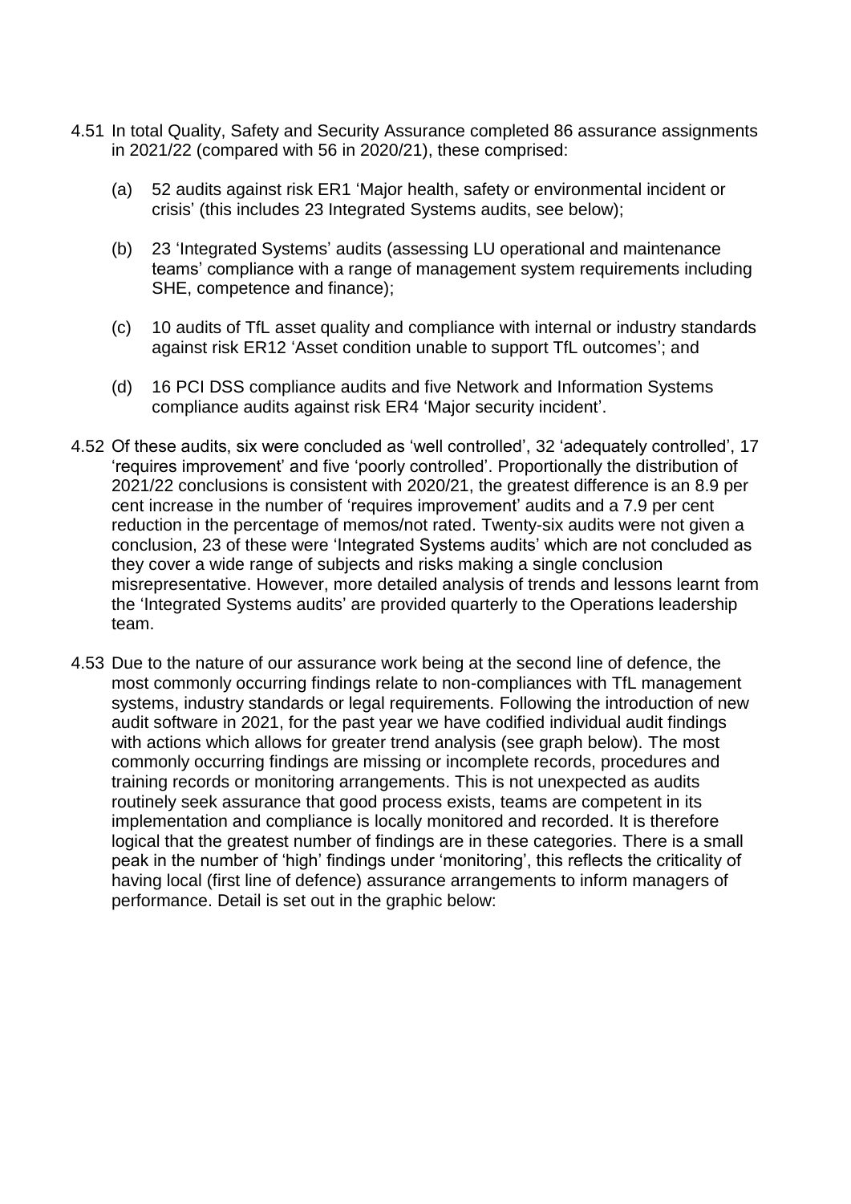4.51 In total Quality, Safety and Security Assurance completed 86 assurance assignments in 2021/22 (compared with 56 in 2020/21), these comprised:

(a) 52 audits against risk ER1 'Major health, safety or environmental incident or crisis' (this includes 23 Integrated Systems audits, see below);

(b) 23 'Integrated Systems' audits (assessing LU operational and maintenance teams' compliance with a range of management system requirements including SHE, competence and finance);

(c) 10 audits of TfL asset quality and compliance with internal or industry standards against risk ER12 'Asset condition unable to support TfL outcomes'; and

(d) 16 PCI DSS compliance audits and five Network and Information Systems compliance audits against risk ER4 'Major security incident'.

4.52 Of these audits, six were concluded as 'well controlled', 32 'adequately controlled', 17 'requires improvement' and five 'poorly controlled'. Proportionally the distribution of 2021/22 conclusions is consistent with 2020/21, the greatest difference is an 8.9 per cent increase in the number of 'requires improvement' audits and a 7.9 per cent reduction in the percentage of memos/not rated. Twenty-six audits were not given a conclusion, 23 of these were 'Integrated Systems audits' which are not concluded as they cover a wide range of subjects and risks making a single conclusion misrepresentative. However, more detailed analysis of trends and lessons learnt from the 'Integrated Systems audits' are provided quarterly to the Operations leadership team.

4.53 Due to the nature of our assurance work being at the second line of defence, the most commonly occurring findings relate to non-compliances with TfL management systems, industry standards or legal requirements. Following the introduction of new audit software in 2021, for the past year we have codified individual audit findings with actions which allows for greater trend analysis (see graph below). The most commonly occurring findings are missing or incomplete records, procedures and training records or monitoring arrangements. This is not unexpected as audits routinely seek assurance that good process exists, teams are competent in its implementation and compliance is locally monitored and recorded. It is therefore logical that the greatest number of findings are in these categories. There is a small peak in the number of 'high' findings under 'monitoring', this reflects the criticality of having local (first line of defence) assurance arrangements to inform managers of performance. Detail is set out in the graphic below: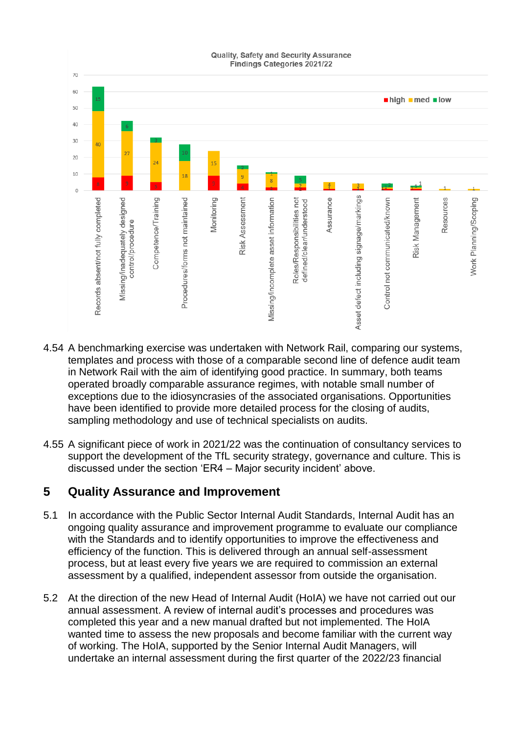Quality, Safety and Security Assurance
Findings Categories 2021/22

| Category | high | med | low |
|---|---|---|---|
| Records absent/not fully completed | 8 | 40 | 15 |
| Missing/inadequately designed control/procedure | 9 | 27 | 6 |
| Competence/Training | 5 | 24 | 3 |
| Procedures/forms not maintained | | 18 | 10 |
| Monitoring | 9 | 15 | |
| Risk Assessment | 4 | 9 | 2 |
| Missing/incomplete asset information | 2 | 8 | 1 |
| Roles/Responsibilities not defined/clear/understood | 2 | 2 | 5 |
| Assurance | 1 | 4 | |
| Asset defect including signage/markings | 1 | 3 | |
| Control not communicated/known | 1 | 1 | 2 |
| Risk Management | 1 | 1 | 1 |
| Resources | | 1 | |
| Work Planning/Scoping | | 1 | |

4.54 A benchmarking exercise was undertaken with Network Rail, comparing our systems, templates and process with those of a comparable second line of defence audit team in Network Rail with the aim of identifying good practice. In summary, both teams operated broadly comparable assurance regimes, with notable small number of exceptions due to the idiosyncrasies of the associated organisations. Opportunities have been identified to provide more detailed process for the closing of audits, sampling methodology and use of technical specialists on audits.

4.55 A significant piece of work in 2021/22 was the continuation of consultancy services to support the development of the TfL security strategy, governance and culture. This is discussed under the section 'ER4 – Major security incident' above.

## 5 Quality Assurance and Improvement

5.1 In accordance with the Public Sector Internal Audit Standards, Internal Audit has an ongoing quality assurance and improvement programme to evaluate our compliance with the Standards and to identify opportunities to improve the effectiveness and efficiency of the function. This is delivered through an annual self-assessment process, but at least every five years we are required to commission an external assessment by a qualified, independent assessor from outside the organisation.

5.2 At the direction of the new Head of Internal Audit (HoIA) we have not carried out our annual assessment. A review of internal audit's processes and procedures was completed this year and a new manual drafted but not implemented. The HoIA wanted time to assess the new proposals and become familiar with the current way of working. The HoIA, supported by the Senior Internal Audit Managers, will undertake an internal assessment during the first quarter of the 2022/23 financial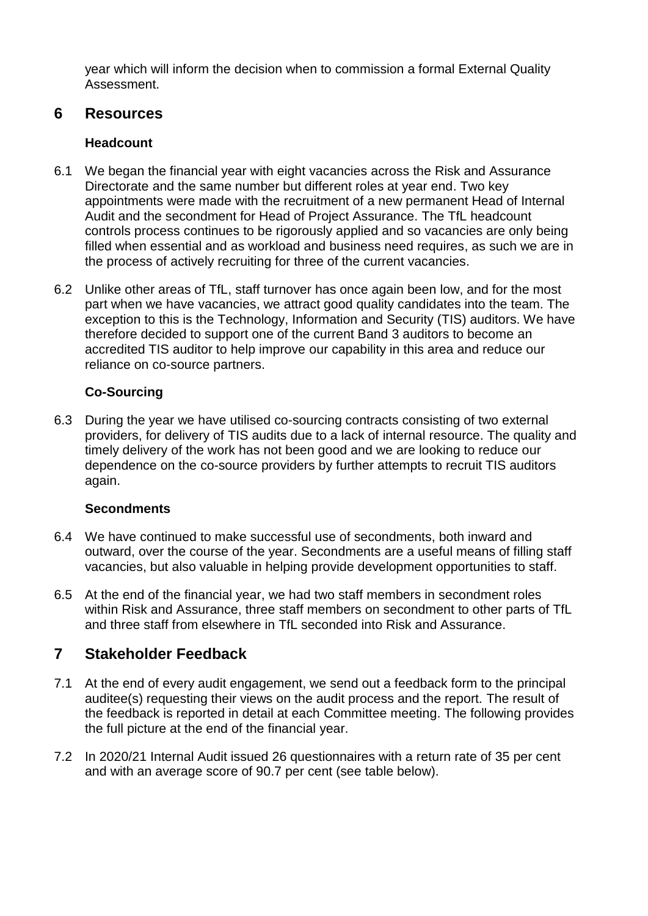year which will inform the decision when to commission a formal External Quality Assessment.

## 6 Resources

### Headcount

6.1 We began the financial year with eight vacancies across the Risk and Assurance Directorate and the same number but different roles at year end. Two key appointments were made with the recruitment of a new permanent Head of Internal Audit and the secondment for Head of Project Assurance. The TfL headcount controls process continues to be rigorously applied and so vacancies are only being filled when essential and as workload and business need requires, as such we are in the process of actively recruiting for three of the current vacancies.

6.2 Unlike other areas of TfL, staff turnover has once again been low, and for the most part when we have vacancies, we attract good quality candidates into the team. The exception to this is the Technology, Information and Security (TIS) auditors. We have therefore decided to support one of the current Band 3 auditors to become an accredited TIS auditor to help improve our capability in this area and reduce our reliance on co-source partners.

### Co-Sourcing

6.3 During the year we have utilised co-sourcing contracts consisting of two external providers, for delivery of TIS audits due to a lack of internal resource. The quality and timely delivery of the work has not been good and we are looking to reduce our dependence on the co-source providers by further attempts to recruit TIS auditors again.

### Secondments

6.4 We have continued to make successful use of secondments, both inward and outward, over the course of the year. Secondments are a useful means of filling staff vacancies, but also valuable in helping provide development opportunities to staff.

6.5 At the end of the financial year, we had two staff members in secondment roles within Risk and Assurance, three staff members on secondment to other parts of TfL and three staff from elsewhere in TfL seconded into Risk and Assurance.

## 7 Stakeholder Feedback

7.1 At the end of every audit engagement, we send out a feedback form to the principal auditee(s) requesting their views on the audit process and the report. The result of the feedback is reported in detail at each Committee meeting. The following provides the full picture at the end of the financial year.

7.2 In 2020/21 Internal Audit issued 26 questionnaires with a return rate of 35 per cent and with an average score of 90.7 per cent (see table below).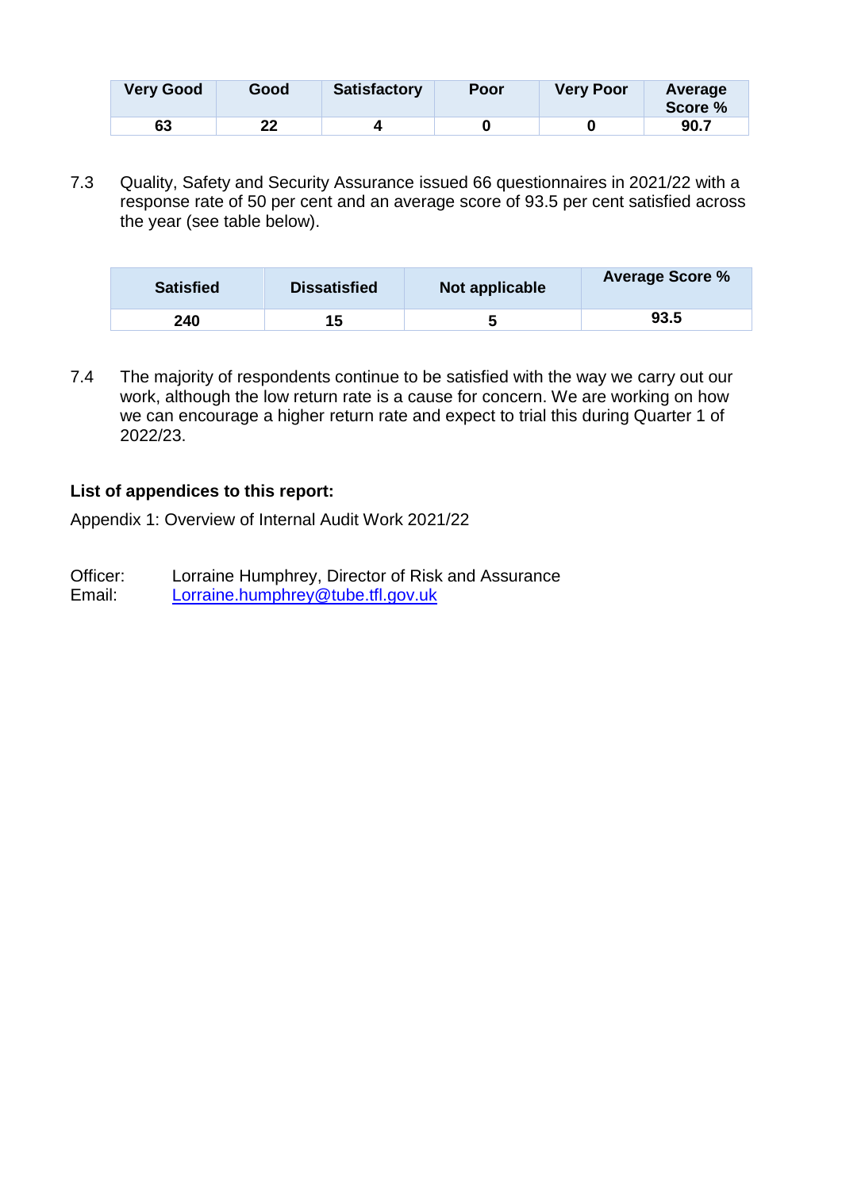| Very Good | Good | Satisfactory | Poor | Very Poor | Average Score % |
| --- | --- | --- | --- | --- | --- |
| 63 | 22 | 4 | 0 | 0 | 90.7 |

7.3 Quality, Safety and Security Assurance issued 66 questionnaires in 2021/22 with a response rate of 50 per cent and an average score of 93.5 per cent satisfied across the year (see table below).

| Satisfied | Dissatisfied | Not applicable | Average Score % |
| --- | --- | --- | --- |
| 240 | 15 | 5 | 93.5 |

7.4 The majority of respondents continue to be satisfied with the way we carry out our work, although the low return rate is a cause for concern. We are working on how we can encourage a higher return rate and expect to trial this during Quarter 1 of 2022/23.

**List of appendices to this report:**

Appendix 1: Overview of Internal Audit Work 2021/22

Officer: Lorraine Humphrey, Director of Risk and Assurance
Email: Lorraine.humphrey@tube.tfl.gov.uk